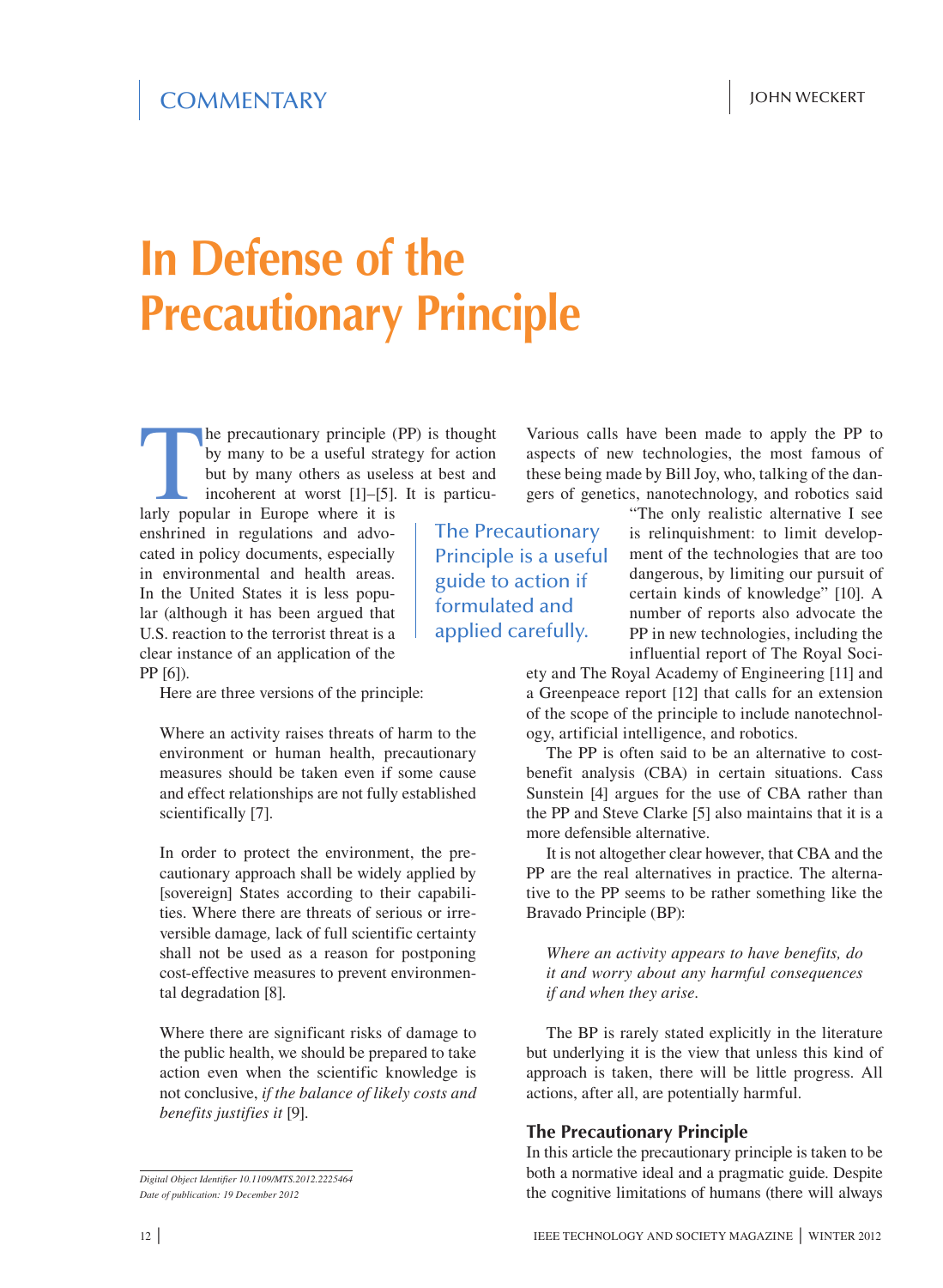COMMENTARY

JOHN WECKERT

# In Defense of the Precautionary Principle

The precautionary principle (PP) is thought by many to be a useful strategy for action but by many others as useless at best and incoherent at worst [1]–[5]. It is particularly popular in Europe where it is enshrined in regulations and advocated in policy documents, especially in environmental and health areas. In the United States it is less popular (although it has been argued that U.S. reaction to the terrorist threat is a clear instance of an application of the PP [6]).

Here are three versions of the principle:

> Where an activity raises threats of harm to the environment or human health, precautionary measures should be taken even if some cause and effect relationships are not fully established scientifically [7].

> In order to protect the environment, the precautionary approach shall be widely applied by [sovereign] States according to their capabilities. Where there are threats of serious or irreversible damage, lack of full scientific certainty shall not be used as a reason for postponing cost-effective measures to prevent environmental degradation [8].

> Where there are significant risks of damage to the public health, we should be prepared to take action even when the scientific knowledge is not conclusive, *if the balance of likely costs and benefits justifies it* [9].

Various calls have been made to apply the PP to aspects of new technologies, the most famous of these being made by Bill Joy, who, talking of the dangers of genetics, nanotechnology, and robotics said "The only realistic alternative I see is relinquishment: to limit development of the technologies that are too dangerous, by limiting our pursuit of certain kinds of knowledge" [10]. A number of reports also advocate the PP in new technologies, including the influential report of The Royal Society and The Royal Academy of Engineering [11] and a Greenpeace report [12] that calls for an extension of the scope of the principle to include nanotechnology, artificial intelligence, and robotics.

The Precautionary Principle is a useful guide to action if formulated and applied carefully.

The PP is often said to be an alternative to cost-benefit analysis (CBA) in certain situations. Cass Sunstein [4] argues for the use of CBA rather than the PP and Steve Clarke [5] also maintains that it is a more defensible alternative.

It is not altogether clear however, that CBA and the PP are the real alternatives in practice. The alternative to the PP seems to be rather something like the Bravado Principle (BP):

> *Where an activity appears to have benefits, do it and worry about any harmful consequences if and when they arise.*

The BP is rarely stated explicitly in the literature but underlying it is the view that unless this kind of approach is taken, there will be little progress. All actions, after all, are potentially harmful.

## The Precautionary Principle

In this article the precautionary principle is taken to be both a normative ideal and a pragmatic guide. Despite the cognitive limitations of humans (there will always

*Digital Object Identifier 10.1109/MTS.2012.2225464*
*Date of publication: 19 December 2012*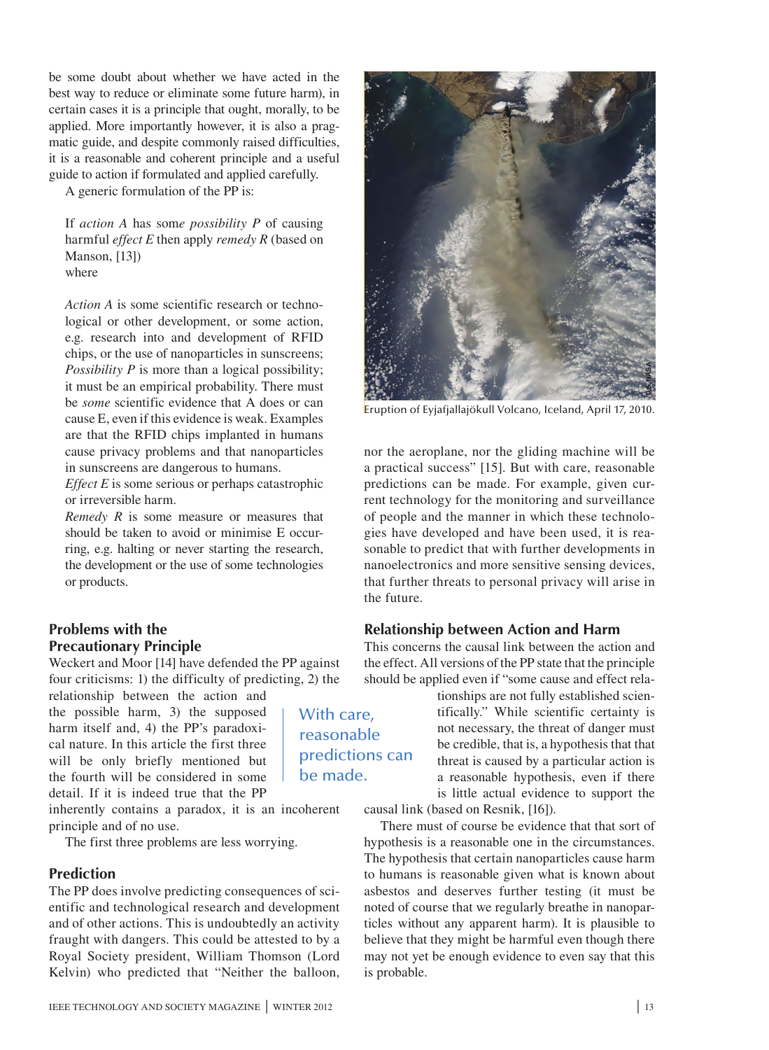be some doubt about whether we have acted in the best way to reduce or eliminate some future harm), in certain cases it is a principle that ought, morally, to be applied. More importantly however, it is also a pragmatic guide, and despite commonly raised difficulties, it is a reasonable and coherent principle and a useful guide to action if formulated and applied carefully.

A generic formulation of the PP is:

> If *action A* has some *possibility P* of causing harmful *effect E* then apply *remedy R* (based on Manson, [13])
> where
>
> *Action A* is some scientific research or technological or other development, or some action, e.g. research into and development of RFID chips, or the use of nanoparticles in sunscreens;
> *Possibility P* is more than a logical possibility; it must be an empirical probability. There must be *some* scientific evidence that A does or can cause E, even if this evidence is weak. Examples are that the RFID chips implanted in humans cause privacy problems and that nanoparticles in sunscreens are dangerous to humans.
> *Effect E* is some serious or perhaps catastrophic or irreversible harm.
> *Remedy R* is some measure or measures that should be taken to avoid or minimise E occurring, e.g. halting or never starting the research, the development or the use of some technologies or products.

## Problems with the Precautionary Principle

Weckert and Moor [14] have defended the PP against four criticisms: 1) the difficulty of predicting, 2) the relationship between the action and the possible harm, 3) the supposed harm itself and, 4) the PP's paradoxical nature. In this article the first three will be only briefly mentioned but the fourth will be considered in some detail. If it is indeed true that the PP inherently contains a paradox, it is an incoherent principle and of no use.

The first three problems are less worrying.

### Prediction

The PP does involve predicting consequences of scientific and technological research and development and of other actions. This is undoubtedly an activity fraught with dangers. This could be attested to by a Royal Society president, William Thomson (Lord Kelvin) who predicted that "Neither the balloon, nor the aeroplane, nor the gliding machine will be a practical success" [15]. But with care, reasonable predictions can be made. For example, given current technology for the monitoring and surveillance of people and the manner in which these technologies have developed and have been used, it is reasonable to predict that with further developments in nanoelectronics and more sensitive sensing devices, that further threats to personal privacy will arise in the future.

Eruption of Eyjafjallajökull Volcano, Iceland, April 17, 2010.

> With care, reasonable predictions can be made.

### Relationship between Action and Harm

This concerns the causal link between the action and the effect. All versions of the PP state that the principle should be applied even if "some cause and effect relationships are not fully established scientifically." While scientific certainty is not necessary, the threat of danger must be credible, that is, a hypothesis that that threat is caused by a particular action is a reasonable hypothesis, even if there is little actual evidence to support the causal link (based on Resnik, [16]).

There must of course be evidence that that sort of hypothesis is a reasonable one in the circumstances. The hypothesis that certain nanoparticles cause harm to humans is reasonable given what is known about asbestos and deserves further testing (it must be noted of course that we regularly breathe in nanoparticles without any apparent harm). It is plausible to believe that they might be harmful even though there may not yet be enough evidence to even say that this is probable.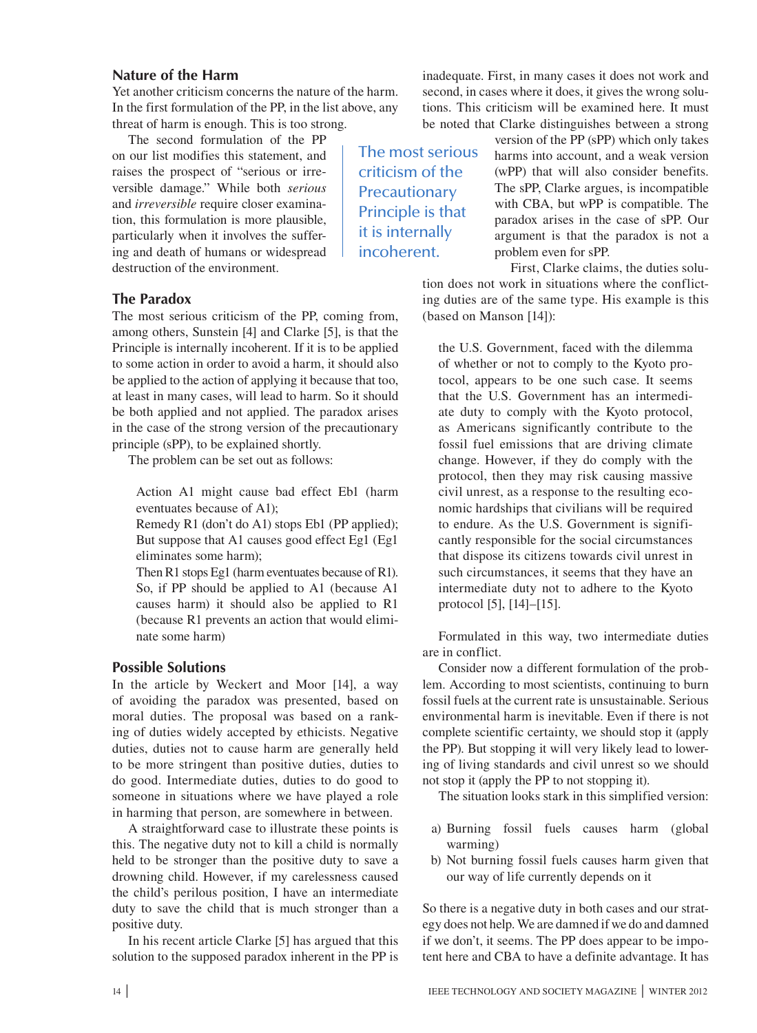## Nature of the Harm

Yet another criticism concerns the nature of the harm. In the first formulation of the PP, in the list above, any threat of harm is enough. This is too strong.

The second formulation of the PP on our list modifies this statement, and raises the prospect of "serious or irreversible damage." While both *serious* and *irreversible* require closer examination, this formulation is more plausible, particularly when it involves the suffering and death of humans or widespread destruction of the environment.

## The Paradox

The most serious criticism of the PP, coming from, among others, Sunstein [4] and Clarke [5], is that the Principle is internally incoherent. If it is to be applied to some action in order to avoid a harm, it should also be applied to the action of applying it because that too, at least in many cases, will lead to harm. So it should be both applied and not applied. The paradox arises in the case of the strong version of the precautionary principle (sPP), to be explained shortly.

The problem can be set out as follows:

> Action A1 might cause bad effect Eb1 (harm eventuates because of A1);
> Remedy R1 (don't do A1) stops Eb1 (PP applied);
> But suppose that A1 causes good effect Eg1 (Eg1 eliminates some harm);
> Then R1 stops Eg1 (harm eventuates because of R1).
> So, if PP should be applied to A1 (because A1 causes harm) it should also be applied to R1 (because R1 prevents an action that would eliminate some harm)

## Possible Solutions

In the article by Weckert and Moor [14], a way of avoiding the paradox was presented, based on moral duties. The proposal was based on a ranking of duties widely accepted by ethicists. Negative duties, duties not to cause harm are generally held to be more stringent than positive duties, duties to do good. Intermediate duties, duties to do good to someone in situations where we have played a role in harming that person, are somewhere in between.

A straightforward case to illustrate these points is this. The negative duty not to kill a child is normally held to be stronger than the positive duty to save a drowning child. However, if my carelessness caused the child's perilous position, I have an intermediate duty to save the child that is much stronger than a positive duty.

In his recent article Clarke [5] has argued that this solution to the supposed paradox inherent in the PP is inadequate. First, in many cases it does not work and second, in cases where it does, it gives the wrong solutions. This criticism will be examined here. It must be noted that Clarke distinguishes between a strong version of the PP (sPP) which only takes harms into account, and a weak version (wPP) that will also consider benefits. The sPP, Clarke argues, is incompatible with CBA, but wPP is compatible. The paradox arises in the case of sPP. Our argument is that the paradox is not a problem even for sPP.

> The most serious criticism of the Precautionary Principle is that it is internally incoherent.

First, Clarke claims, the duties solution does not work in situations where the conflicting duties are of the same type. His example is this (based on Manson [14]):

> the U.S. Government, faced with the dilemma of whether or not to comply to the Kyoto protocol, appears to be one such case. It seems that the U.S. Government has an intermediate duty to comply with the Kyoto protocol, as Americans significantly contribute to the fossil fuel emissions that are driving climate change. However, if they do comply with the protocol, then they may risk causing massive civil unrest, as a response to the resulting economic hardships that civilians will be required to endure. As the U.S. Government is significantly responsible for the social circumstances that dispose its citizens towards civil unrest in such circumstances, it seems that they have an intermediate duty not to adhere to the Kyoto protocol [5], [14]–[15].

Formulated in this way, two intermediate duties are in conflict.

Consider now a different formulation of the problem. According to most scientists, continuing to burn fossil fuels at the current rate is unsustainable. Serious environmental harm is inevitable. Even if there is not complete scientific certainty, we should stop it (apply the PP). But stopping it will very likely lead to lowering of living standards and civil unrest so we should not stop it (apply the PP to not stopping it).

The situation looks stark in this simplified version:

a) Burning fossil fuels causes harm (global warming)
b) Not burning fossil fuels causes harm given that our way of life currently depends on it

So there is a negative duty in both cases and our strategy does not help. We are damned if we do and damned if we don't, it seems. The PP does appear to be impotent here and CBA to have a definite advantage. It has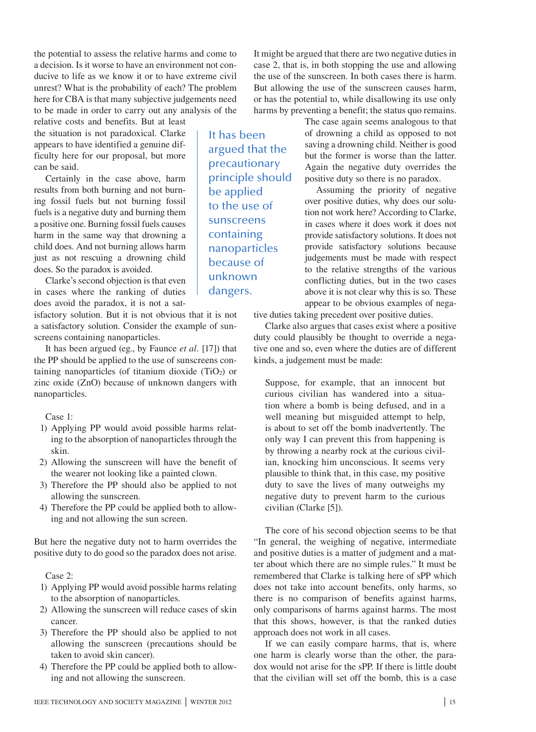the potential to assess the relative harms and come to a decision. Is it worse to have an environment not conducive to life as we know it or to have extreme civil unrest? What is the probability of each? The problem here for CBA is that many subjective judgements need to be made in order to carry out any analysis of the relative costs and benefits. But at least the situation is not paradoxical. Clarke appears to have identified a genuine difficulty here for our proposal, but more can be said.

Certainly in the case above, harm results from both burning and not burning fossil fuels but not burning fossil fuels is a negative duty and burning them a positive one. Burning fossil fuels causes harm in the same way that drowning a child does. And not burning allows harm just as not rescuing a drowning child does. So the paradox is avoided.

Clarke's second objection is that even in cases where the ranking of duties does avoid the paradox, it is not a satisfactory solution. But it is not obvious that it is not a satisfactory solution. Consider the example of sunscreens containing nanoparticles.

> It has been argued that the precautionary principle should be applied to the use of sunscreens containing nanoparticles because of unknown dangers.

It has been argued (eg., by Faunce *et al.* [17]) that the PP should be applied to the use of sunscreens containing nanoparticles (of titanium dioxide ($TiO_2$) or zinc oxide (ZnO) because of unknown dangers with nanoparticles.

Case 1:

1) Applying PP would avoid possible harms relating to the absorption of nanoparticles through the skin.
2) Allowing the sunscreen will have the benefit of the wearer not looking like a painted clown.
3) Therefore the PP should also be applied to not allowing the sunscreen.
4) Therefore the PP could be applied both to allowing and not allowing the sun screen.

But here the negative duty not to harm overrides the positive duty to do good so the paradox does not arise.

Case 2:

1) Applying PP would avoid possible harms relating to the absorption of nanoparticles.
2) Allowing the sunscreen will reduce cases of skin cancer.
3) Therefore the PP should also be applied to not allowing the sunscreen (precautions should be taken to avoid skin cancer).
4) Therefore the PP could be applied both to allowing and not allowing the sunscreen.

It might be argued that there are two negative duties in case 2, that is, in both stopping the use and allowing the use of the sunscreen. In both cases there is harm. But allowing the use of the sunscreen causes harm, or has the potential to, while disallowing its use only harms by preventing a benefit; the status quo remains. The case again seems analogous to that of drowning a child as opposed to not saving a drowning child. Neither is good but the former is worse than the latter. Again the negative duty overrides the positive duty so there is no paradox.

Assuming the priority of negative over positive duties, why does our solution not work here? According to Clarke, in cases where it does work it does not provide satisfactory solutions. It does not provide satisfactory solutions because judgements must be made with respect to the relative strengths of the various conflicting duties, but in the two cases above it is not clear why this is so. These appear to be obvious examples of negative duties taking precedent over positive duties.

Clarke also argues that cases exist where a positive duty could plausibly be thought to override a negative one and so, even where the duties are of different kinds, a judgement must be made:

> Suppose, for example, that an innocent but curious civilian has wandered into a situation where a bomb is being defused, and in a well meaning but misguided attempt to help, is about to set off the bomb inadvertently. The only way I can prevent this from happening is by throwing a nearby rock at the curious civilian, knocking him unconscious. It seems very plausible to think that, in this case, my positive duty to save the lives of many outweighs my negative duty to prevent harm to the curious civilian (Clarke [5]).

The core of his second objection seems to be that "In general, the weighing of negative, intermediate and positive duties is a matter of judgment and a matter about which there are no simple rules." It must be remembered that Clarke is talking here of sPP which does not take into account benefits, only harms, so there is no comparison of benefits against harms, only comparisons of harms against harms. The most that this shows, however, is that the ranked duties approach does not work in all cases.

If we can easily compare harms, that is, where one harm is clearly worse than the other, the paradox would not arise for the sPP. If there is little doubt that the civilian will set off the bomb, this is a case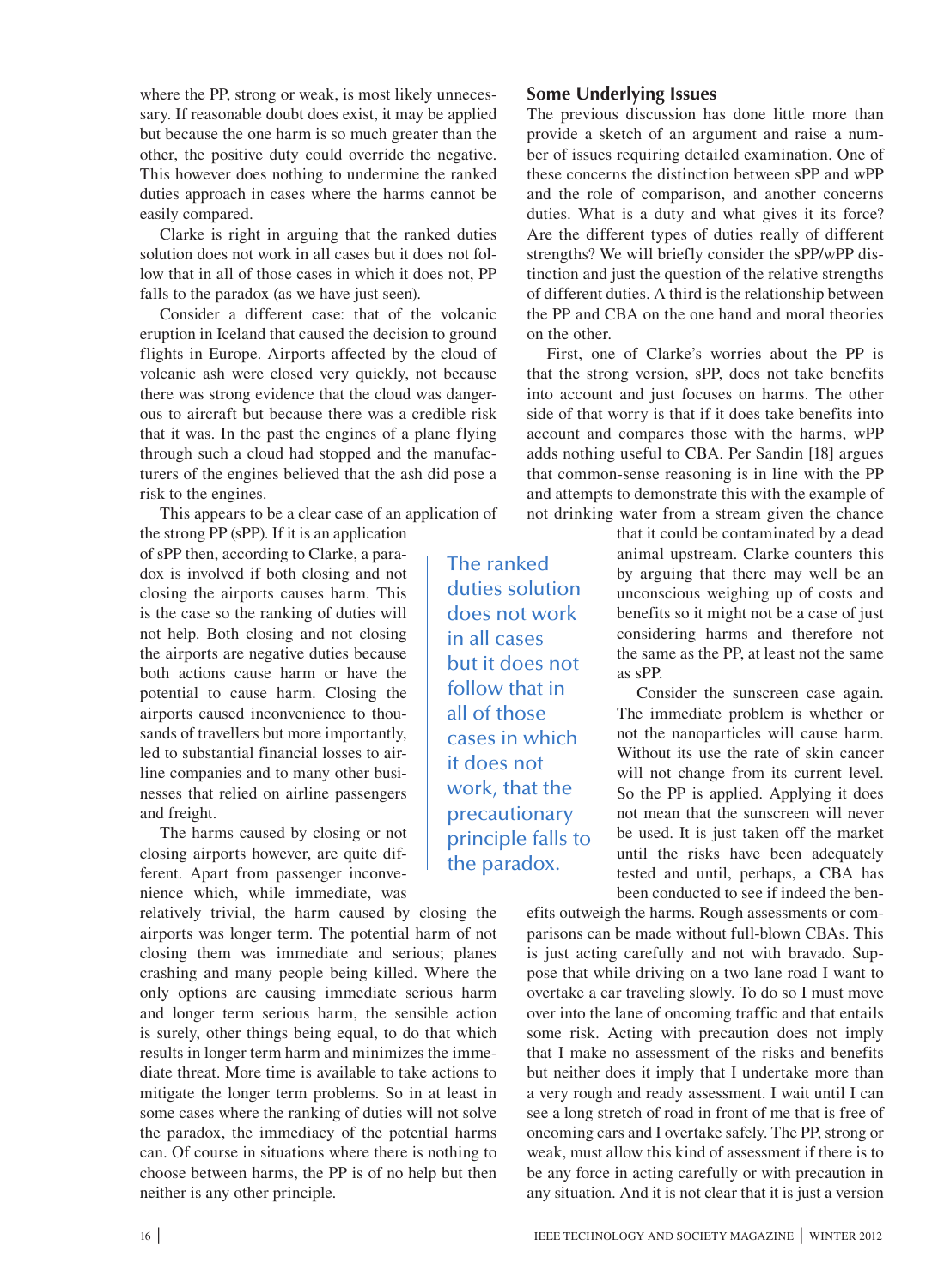where the PP, strong or weak, is most likely unnecessary. If reasonable doubt does exist, it may be applied but because the one harm is so much greater than the other, the positive duty could override the negative. This however does nothing to undermine the ranked duties approach in cases where the harms cannot be easily compared.

Clarke is right in arguing that the ranked duties solution does not work in all cases but it does not follow that in all of those cases in which it does not, PP falls to the paradox.

Consider a different case: that of the volcanic eruption in Iceland that caused the decision to ground flights in Europe. Airports affected by the cloud of volcanic ash were closed very quickly, not because there was strong evidence that the cloud was dangerous to aircraft but because there was a credible risk that it was. In the past the engines of a plane flying through such a cloud had stopped and the manufacturers of the engines believed that the ash did pose a risk to the engines.

This appears to be a clear case of an application of the strong PP (sPP). If it is an application of sPP then, according to Clarke, a paradox is involved if both closing and not closing the airports causes harm. This is the case so the ranking of duties will not help. Both closing and not closing the airports are negative duties because both actions cause harm or have the potential to cause harm. Closing the airports caused inconvenience to thousands of travellers but more importantly, led to substantial financial losses to airline companies and to many other businesses that relied on airline passengers and freight.

The harms caused by closing or not closing airports however, are quite different. Apart from passenger inconvenience which, while immediate, was relatively trivial, the harm caused by closing the airports was longer term. The potential harm of not closing them was immediate and serious; planes crashing and many people being killed. Where the only options are causing immediate serious harm and longer term serious harm, the sensible action is surely, other things being equal, to do that which results in longer term harm and minimizes the immediate threat. More time is available to take actions to mitigate the longer term problems. So in at least in some cases where the ranking of duties will not solve the paradox, the immediacy of the potential harms can. Of course in situations where there is nothing to choose between harms, the PP is of no help but then neither is any other principle.

> The ranked duties solution does not work in all cases but it does not follow that in all of those cases in which it does not work, that the precautionary principle falls to the paradox.

## Some Underlying Issues

The previous discussion has done little more than provide a sketch of an argument and raise a number of issues requiring detailed examination. One of these concerns the distinction between sPP and wPP and the role of comparison, and another concerns duties. What is a duty and what gives it its force? Are the different types of duties really of different strengths? We will briefly consider the sPP/wPP distinction and just the question of the relative strengths of different duties. A third is the relationship between the PP and CBA on the one hand and moral theories on the other.

First, one of Clarke's worries about the PP is that the strong version, sPP, does not take benefits into account and just focuses on harms. The other side of that worry is that if it does take benefits into account and compares those with the harms, wPP adds nothing useful to CBA. Per Sandin [18] argues that common-sense reasoning is in line with the PP and attempts to demonstrate this with the example of not drinking water from a stream given the chance that it could be contaminated by a dead animal upstream. Clarke counters this by arguing that there may well be an unconscious weighing up of costs and benefits so it might not be a case of just considering harms and therefore not the same as the PP, at least not the same as sPP.

Consider the sunscreen case again. The immediate problem is whether or not the nanoparticles will cause harm. Without its use the rate of skin cancer will not change from its current level. So the PP is applied. Applying it does not mean that the sunscreen will never be used. It is just taken off the market until the risks have been adequately tested and until, perhaps, a CBA has been conducted to see if indeed the benefits outweigh the harms. Rough assessments or comparisons can be made without full-blown CBAs. This is just acting carefully and not with bravado. Suppose that while driving on a two lane road I want to overtake a car traveling slowly. To do so I must move over into the lane of oncoming traffic and that entails some risk. Acting with precaution does not imply that I make no assessment of the risks and benefits but neither does it imply that I undertake more than a very rough and ready assessment. I wait until I can see a long stretch of road in front of me that is free of oncoming cars and I overtake safely. The PP, strong or weak, must allow this kind of assessment if there is to be any force in acting carefully or with precaution in any situation. And it is not clear that it is just a version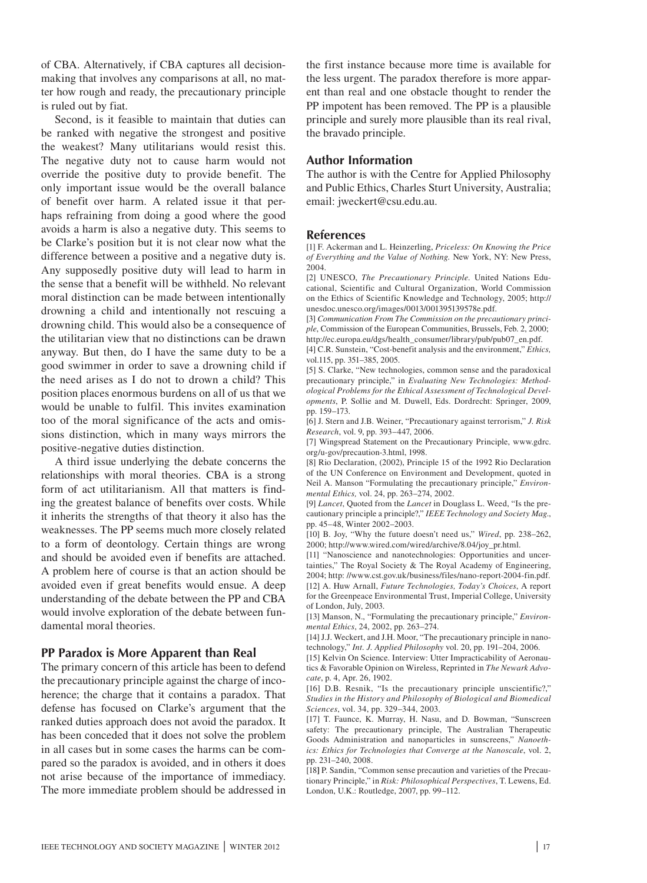of CBA. Alternatively, if CBA captures all decision-making that involves any comparisons at all, no matter how rough and ready, the precautionary principle is ruled out by fiat.

Second, is it feasible to maintain that duties can be ranked with negative the strongest and positive the weakest? Many utilitarians would resist this. The negative duty not to cause harm would not override the positive duty to provide benefit. The only important issue would be the overall balance of benefit over harm. A related issue it that perhaps refraining from doing a good where the good avoids a harm is also a negative duty. This seems to be Clarke's position but it is not clear now what the difference between a positive and a negative duty is. Any supposedly positive duty will lead to harm in the sense that a benefit will be withheld. No relevant moral distinction can be made between intentionally drowning a child and intentionally not rescuing a drowning child. This would also be a consequence of the utilitarian view that no distinctions can be drawn anyway. But then, do I have the same duty to be a good swimmer in order to save a drowning child if the need arises as I do not to drown a child? This position places enormous burdens on all of us that we would be unable to fulfil. This invites examination too of the moral significance of the acts and omissions distinction, which in many ways mirrors the positive-negative duties distinction.

A third issue underlying the debate concerns the relationships with moral theories. CBA is a strong form of act utilitarianism. All that matters is finding the greatest balance of benefits over costs. While it inherits the strengths of that theory it also has the weaknesses. The PP seems much more closely related to a form of deontology. Certain things are wrong and should be avoided even if benefits are attached. A problem here of course is that an action should be avoided even if great benefits would ensue. A deep understanding of the debate between the PP and CBA would involve exploration of the debate between fundamental moral theories.

## PP Paradox is More Apparent than Real

The primary concern of this article has been to defend the precautionary principle against the charge of incoherence; the charge that it contains a paradox. That defense has focused on Clarke's argument that the ranked duties approach does not avoid the paradox. It has been conceded that it does not solve the problem in all cases but in some cases the harms can be compared so the paradox is avoided, and in others it does not arise because of the importance of immediacy. The more immediate problem should be addressed in the first instance because more time is available for the less urgent. The paradox therefore is more apparent than real and one obstacle thought to render the PP impotent has been removed. The PP is a plausible principle and surely more plausible than its real rival, the bravado principle.

## Author Information

The author is with the Centre for Applied Philosophy and Public Ethics, Charles Sturt University, Australia; email: jweckert@csu.edu.au.

## References

[1] F. Ackerman and L. Heinzerling, *Priceless: On Knowing the Price of Everything and the Value of Nothing.* New York, NY: New Press, 2004.

[2] UNESCO, *The Precautionary Principle.* United Nations Educational, Scientific and Cultural Organization, World Commission on the Ethics of Scientific Knowledge and Technology, 2005; http://unesdoc.unesco.org/images/0013/001395139578e.pdf.

[3] *Communication From The Commission on the precautionary principle*, Commission of the European Communities, Brussels, Feb. 2, 2000; http://ec.europa.eu/dgs/health_consumer/library/pub/pub07_en.pdf.

[4] C.R. Sunstein, "Cost-benefit analysis and the environment," *Ethics,* vol.115, pp. 351–385, 2005.

[5] S. Clarke, "New technologies, common sense and the paradoxical precautionary principle," in *Evaluating New Technologies: Methodological Problems for the Ethical Assessment of Technological Developments*, P. Sollie and M. Duwell, Eds. Dordrecht: Springer, 2009, pp. 159–173.

[6] J. Stern and J.B. Weiner, "Precautionary against terrorism," *J. Risk Research*, vol. 9, pp. 393–447, 2006.

[7] Wingspread Statement on the Precautionary Principle, www.gdrc.org/u-gov/precaution-3.html, 1998.

[8] Rio Declaration, (2002), Principle 15 of the 1992 Rio Declaration of the UN Conference on Environment and Development, quoted in Neil A. Manson "Formulating the precautionary principle," *Environmental Ethics,* vol. 24, pp. 263–274, 2002.

[9] *Lancet*, Quoted from the *Lancet* in Douglass L. Weed, "Is the precautionary principle a principle?," *IEEE Technology and Society Mag*., pp. 45–48, Winter 2002–2003.

[10] B. Joy, "Why the future doesn't need us," *Wired*, pp. 238–262, 2000; http://www.wired.com/wired/archive/8.04/joy_pr.html.

[11] "Nanoscience and nanotechnologies: Opportunities and uncertainties," The Royal Society & The Royal Academy of Engineering, 2004; http: //www.cst.gov.uk/business/files/nano-report-2004-fin.pdf.

[12] A. Huw Arnall, *Future Technologies, Today's Choices*, A report for the Greenpeace Environmental Trust, Imperial College, University of London, July, 2003.

[13] Manson, N., "Formulating the precautionary principle," *Environmental Ethics*, 24, 2002, pp. 263–274.

[14] J.J. Weckert, and J.H. Moor, "The precautionary principle in nanotechnology," *Int. J. Applied Philosophy* vol. 20, pp. 191–204, 2006.

[15] Kelvin On Science. Interview: Utter Impracticability of Aeronautics & Favorable Opinion on Wireless, Reprinted in *The Newark Advocate*, p. 4, Apr. 26, 1902.

[16] D.B. Resnik, "Is the precautionary principle unscientific?," *Studies in the History and Philosophy of Biological and Biomedical Sciences*, vol. 34, pp. 329–344, 2003.

[17] T. Faunce, K. Murray, H. Nasu, and D. Bowman, "Sunscreen safety: The precautionary principle, The Australian Therapeutic Goods Administration and nanoparticles in sunscreens," *Nanoethics: Ethics for Technologies that Converge at the Nanoscale*, vol. 2, pp. 231–240, 2008.

[18] P. Sandin, "Common sense precaution and varieties of the Precautionary Principle," in *Risk: Philosophical Perspectives*, T. Lewens, Ed. London, U.K.: Routledge, 2007, pp. 99–112.